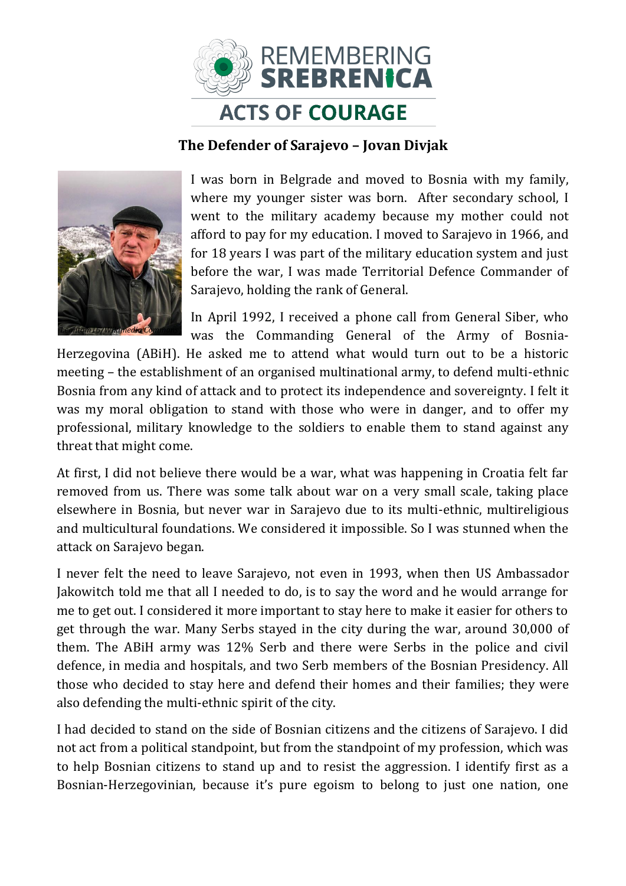# REMEMBERING SREBRENICA

## ACTS OF COURAGE

### The Defender of Sarajevo – Jovan Divjak

Leonhard Lenz/Wikimedia Commons

I was born in Belgrade and moved to Bosnia with my family, where my younger sister was born. After secondary school, I went to the military academy because my mother could not afford to pay for my education. I moved to Sarajevo in 1966, and for 18 years I was part of the military education system and just before the war, I was made Territorial Defence Commander of Sarajevo, holding the rank of General.

In April 1992, I received a phone call from General Siber, who was the Commanding General of the Army of Bosnia-Herzegovina (ABiH). He asked me to attend what would turn out to be a historic meeting – the establishment of an organised multinational army, to defend multi-ethnic Bosnia from any kind of attack and to protect its independence and sovereignty. I felt it was my moral obligation to stand with those who were in danger, and to offer my professional, military knowledge to the soldiers to enable them to stand against any threat that might come.

At first, I did not believe there would be a war, what was happening in Croatia felt far removed from us. There was some talk about war on a very small scale, taking place elsewhere in Bosnia, but never war in Sarajevo due to its multi-ethnic, multireligious and multicultural foundations. We considered it impossible. So I was stunned when the attack on Sarajevo began.

I never felt the need to leave Sarajevo, not even in 1993, when then US Ambassador Jakowitch told me that all I needed to do, is to say the word and he would arrange for me to get out. I considered it more important to stay here to make it easier for others to get through the war. Many Serbs stayed in the city during the war, around 30,000 of them. The ABiH army was 12% Serb and there were Serbs in the police and civil defence, in media and hospitals, and two Serb members of the Bosnian Presidency. All those who decided to stay here and defend their homes and their families; they were also defending the multi-ethnic spirit of the city.

I had decided to stand on the side of Bosnian citizens and the citizens of Sarajevo. I did not act from a political standpoint, but from the standpoint of my profession, which was to help Bosnian citizens to stand up and to resist the aggression. I identify first as a Bosnian-Herzegovinian, because it's pure egoism to belong to just one nation, one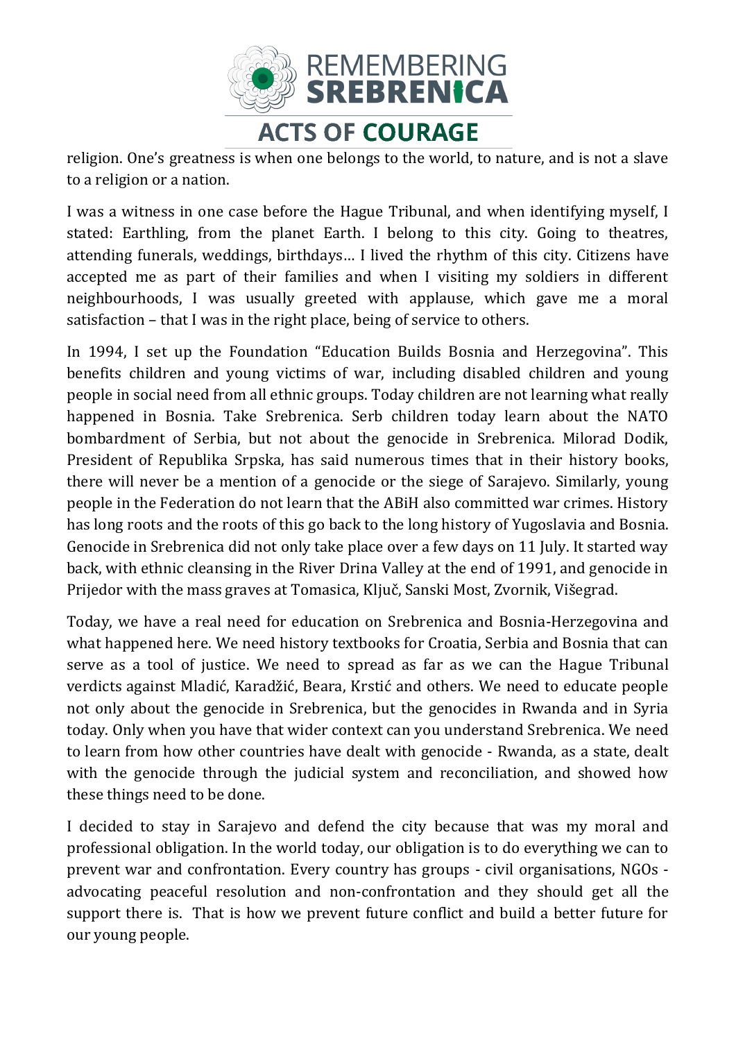religion. One's greatness is when one belongs to the world, to nature, and is not a slave to a religion or a nation.

I was a witness in one case before the Hague Tribunal, and when identifying myself, I stated: Earthling, from the planet Earth. I belong to this city. Going to theatres, attending funerals, weddings, birthdays… I lived the rhythm of this city. Citizens have accepted me as part of their families and when I visiting my soldiers in different neighbourhoods, I was usually greeted with applause, which gave me a moral satisfaction – that I was in the right place, being of service to others.

In 1994, I set up the Foundation "Education Builds Bosnia and Herzegovina". This benefits children and young victims of war, including disabled children and young people in social need from all ethnic groups. Today children are not learning what really happened in Bosnia. Take Srebrenica. Serb children today learn about the NATO bombardment of Serbia, but not about the genocide in Srebrenica. Milorad Dodik, President of Republika Srpska, has said numerous times that in their history books, there will never be a mention of a genocide or the siege of Sarajevo. Similarly, young people in the Federation do not learn that the ABiH also committed war crimes. History has long roots and the roots of this go back to the long history of Yugoslavia and Bosnia. Genocide in Srebrenica did not only take place over a few days on 11 July. It started way back, with ethnic cleansing in the River Drina Valley at the end of 1991, and genocide in Prijedor with the mass graves at Tomasica, Ključ, Sanski Most, Zvornik, Višegrad.

Today, we have a real need for education on Srebrenica and Bosnia-Herzegovina and what happened here. We need history textbooks for Croatia, Serbia and Bosnia that can serve as a tool of justice. We need to spread as far as we can the Hague Tribunal verdicts against Mladić, Karadžić, Beara, Krstić and others. We need to educate people not only about the genocide in Srebrenica, but the genocides in Rwanda and in Syria today. Only when you have that wider context can you understand Srebrenica. We need to learn from how other countries have dealt with genocide - Rwanda, as a state, dealt with the genocide through the judicial system and reconciliation, and showed how these things need to be done.

I decided to stay in Sarajevo and defend the city because that was my moral and professional obligation. In the world today, our obligation is to do everything we can to prevent war and confrontation. Every country has groups - civil organisations, NGOs - advocating peaceful resolution and non-confrontation and they should get all the support there is. That is how we prevent future conflict and build a better future for our young people.